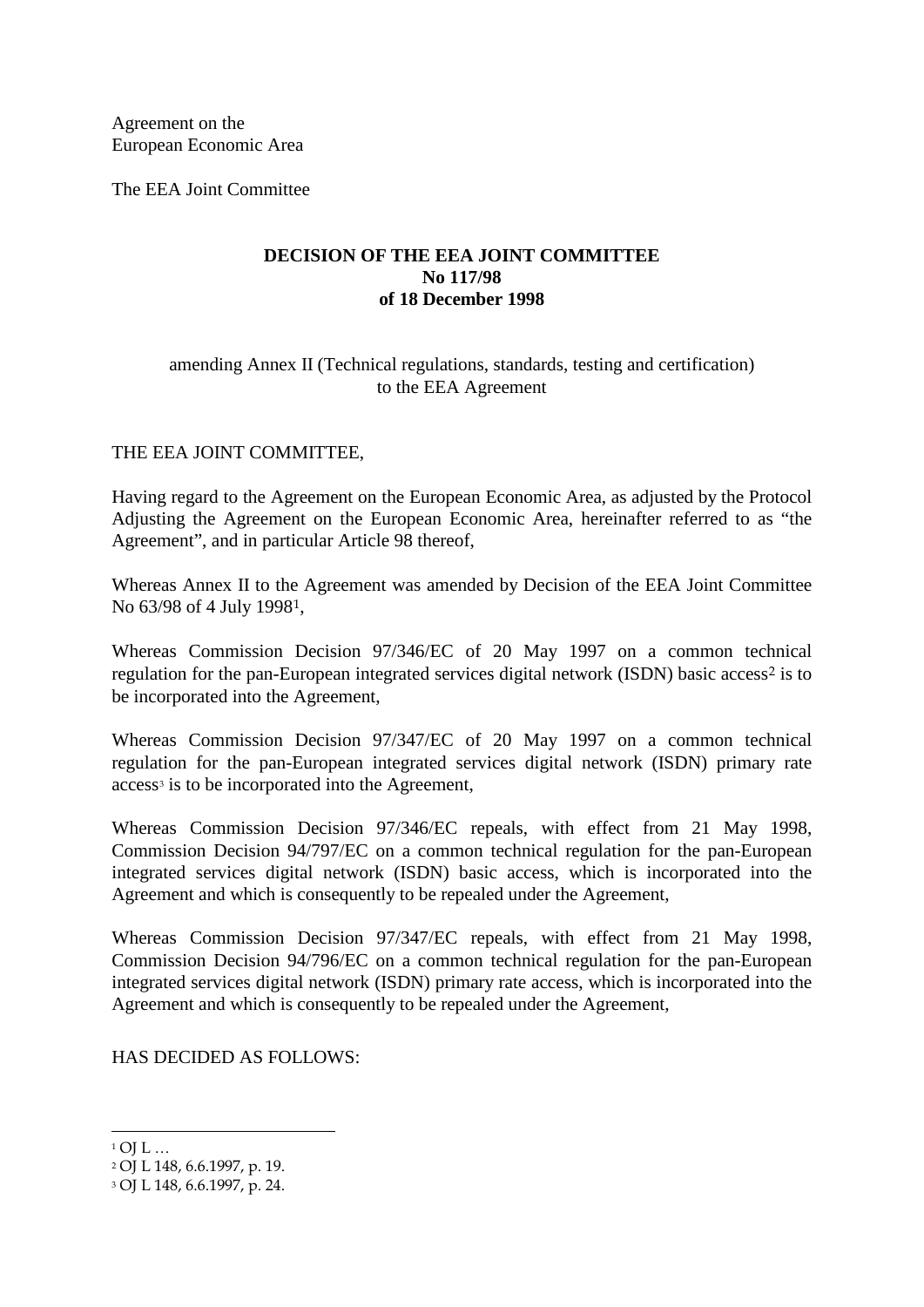Agreement on the
European Economic Area

The EEA Joint Committee

**DECISION OF THE EEA JOINT COMMITTEE**
**No 117/98**
**of 18 December 1998**

amending Annex II (Technical regulations, standards, testing and certification) to the EEA Agreement

THE EEA JOINT COMMITTEE,

Having regard to the Agreement on the European Economic Area, as adjusted by the Protocol Adjusting the Agreement on the European Economic Area, hereinafter referred to as "the Agreement", and in particular Article 98 thereof,

Whereas Annex II to the Agreement was amended by Decision of the EEA Joint Committee No 63/98 of 4 July 1998[1],

Whereas Commission Decision 97/346/EC of 20 May 1997 on a common technical regulation for the pan-European integrated services digital network (ISDN) basic access[2] is to be incorporated into the Agreement,

Whereas Commission Decision 97/347/EC of 20 May 1997 on a common technical regulation for the pan-European integrated services digital network (ISDN) primary rate access[3] is to be incorporated into the Agreement,

Whereas Commission Decision 97/346/EC repeals, with effect from 21 May 1998, Commission Decision 94/797/EC on a common technical regulation for the pan-European integrated services digital network (ISDN) basic access, which is incorporated into the Agreement and which is consequently to be repealed under the Agreement,

Whereas Commission Decision 97/347/EC repeals, with effect from 21 May 1998, Commission Decision 94/796/EC on a common technical regulation for the pan-European integrated services digital network (ISDN) primary rate access, which is incorporated into the Agreement and which is consequently to be repealed under the Agreement,

HAS DECIDED AS FOLLOWS:

---

[1] OJ L …
[2] OJ L 148, 6.6.1997, p. 19.
[3] OJ L 148, 6.6.1997, p. 24.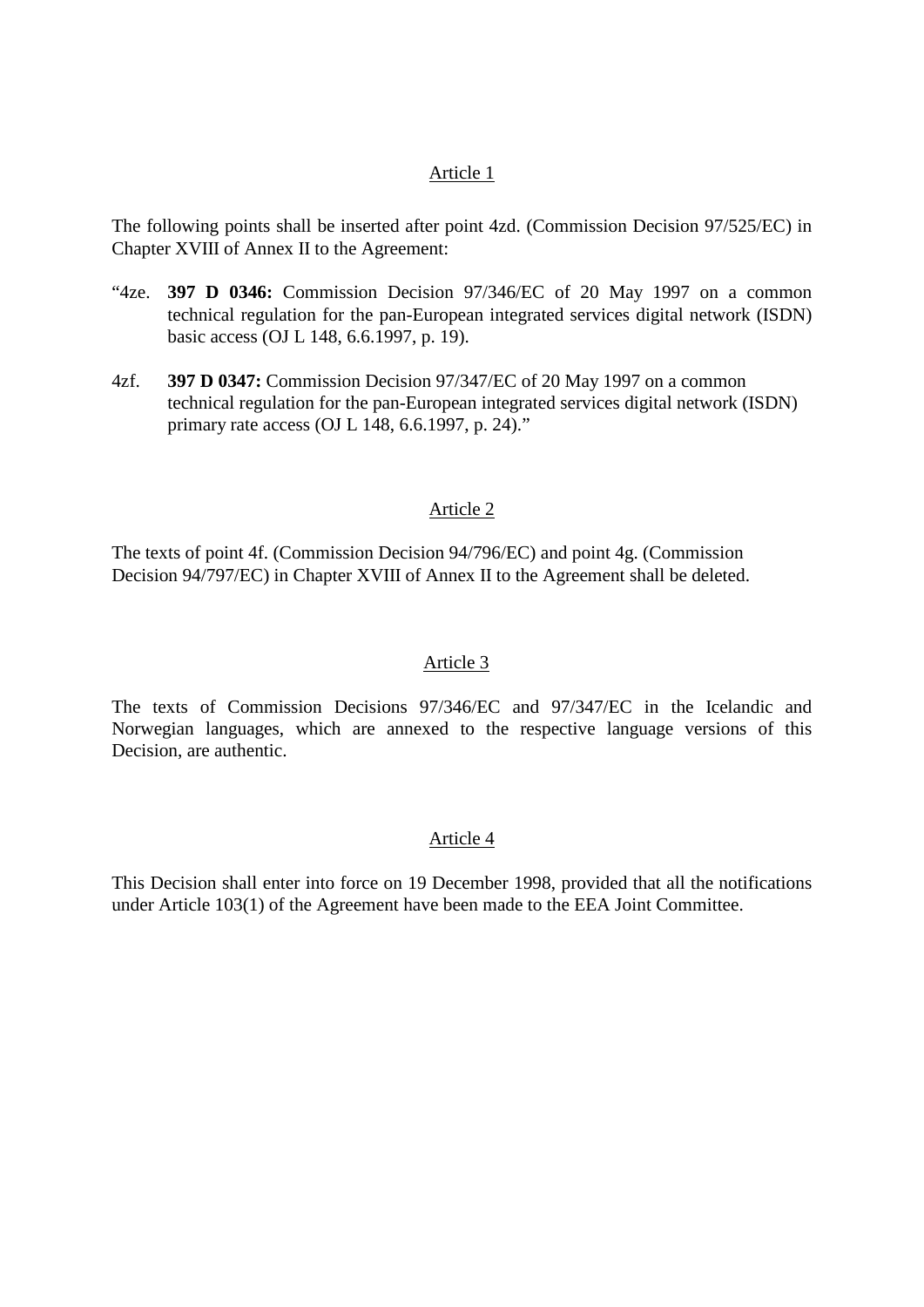## Article 1

The following points shall be inserted after point 4zd. (Commission Decision 97/525/EC) in Chapter XVIII of Annex II to the Agreement:

"4ze. **397 D 0346:** Commission Decision 97/346/EC of 20 May 1997 on a common technical regulation for the pan-European integrated services digital network (ISDN) basic access (OJ L 148, 6.6.1997, p. 19).

4zf. **397 D 0347:** Commission Decision 97/347/EC of 20 May 1997 on a common technical regulation for the pan-European integrated services digital network (ISDN) primary rate access (OJ L 148, 6.6.1997, p. 24)."

## Article 2

The texts of point 4f. (Commission Decision 94/796/EC) and point 4g. (Commission Decision 94/797/EC) in Chapter XVIII of Annex II to the Agreement shall be deleted.

## Article 3

The texts of Commission Decisions 97/346/EC and 97/347/EC in the Icelandic and Norwegian languages, which are annexed to the respective language versions of this Decision, are authentic.

## Article 4

This Decision shall enter into force on 19 December 1998, provided that all the notifications under Article 103(1) of the Agreement have been made to the EEA Joint Committee.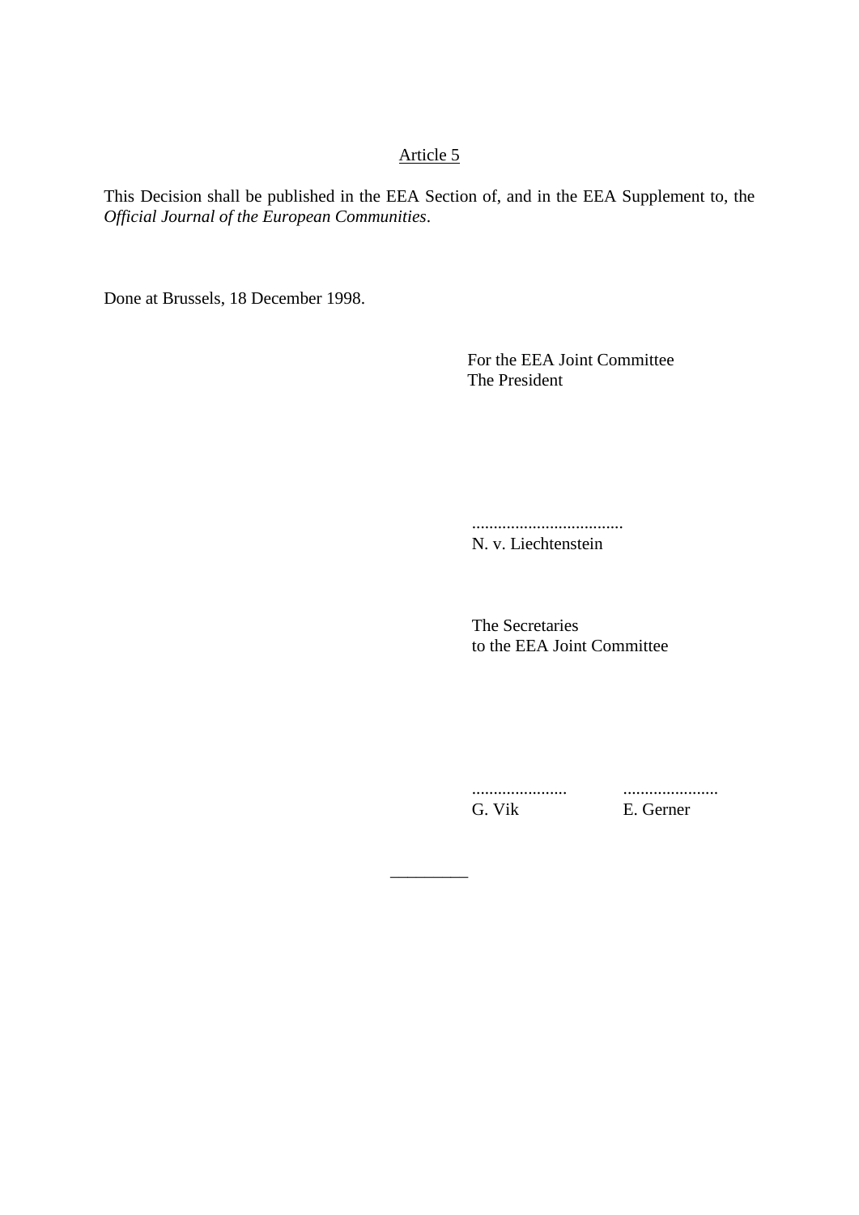Article 5

This Decision shall be published in the EEA Section of, and in the EEA Supplement to, the *Official Journal of the European Communities*.

Done at Brussels, 18 December 1998.

For the EEA Joint Committee
The President

...................................
N. v. Liechtenstein

The Secretaries
to the EEA Joint Committee

...................... ......................
G. Vik E. Gerner

_________